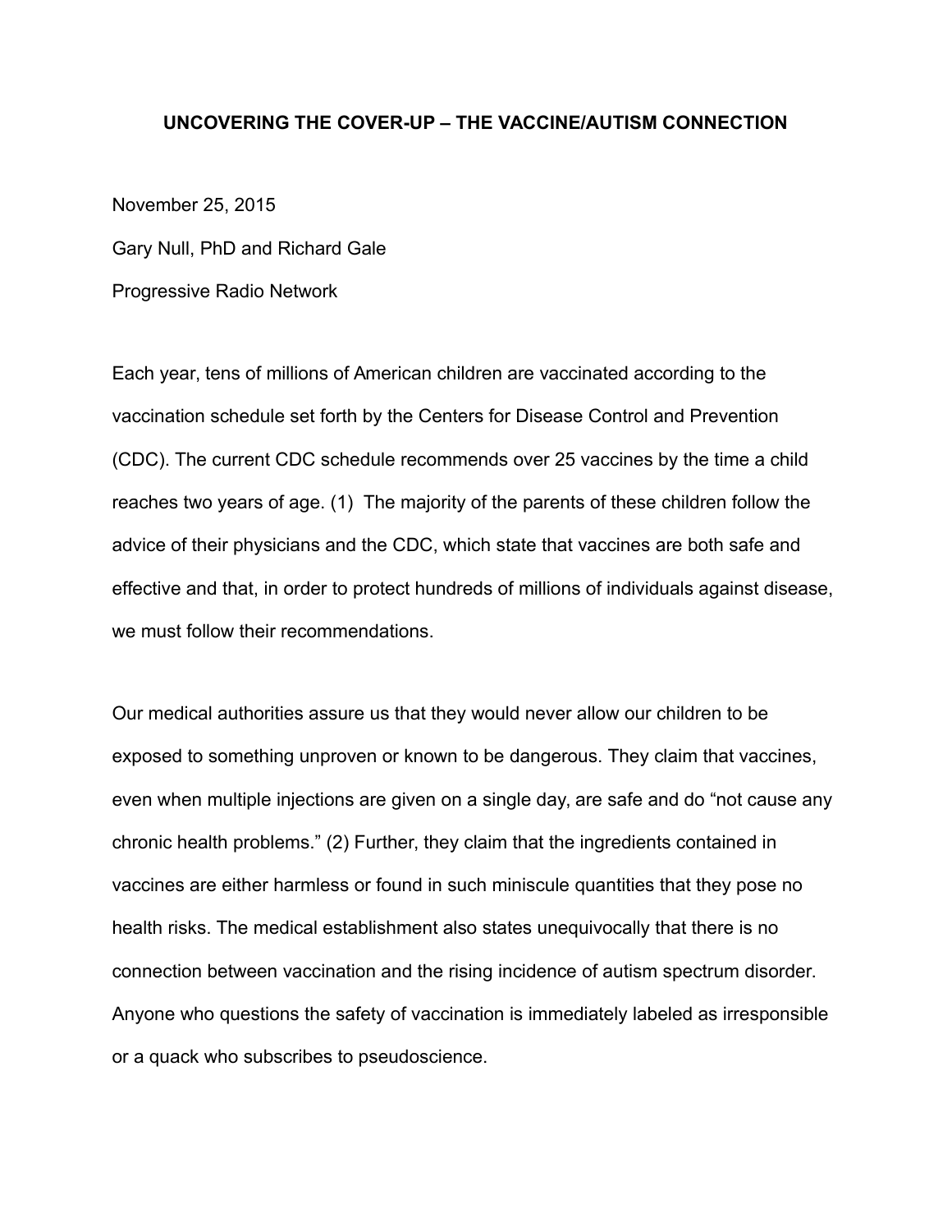# UNCOVERING THE COVER-UP – THE VACCINE/AUTISM CONNECTION

November 25, 2015

Gary Null, PhD and Richard Gale

Progressive Radio Network

Each year, tens of millions of American children are vaccinated according to the vaccination schedule set forth by the Centers for Disease Control and Prevention (CDC). The current CDC schedule recommends over 25 vaccines by the time a child reaches two years of age. (1) The majority of the parents of these children follow the advice of their physicians and the CDC, which state that vaccines are both safe and effective and that, in order to protect hundreds of millions of individuals against disease, we must follow their recommendations.

Our medical authorities assure us that they would never allow our children to be exposed to something unproven or known to be dangerous. They claim that vaccines, even when multiple injections are given on a single day, are safe and do "not cause any chronic health problems." (2) Further, they claim that the ingredients contained in vaccines are either harmless or found in such miniscule quantities that they pose no health risks. The medical establishment also states unequivocally that there is no connection between vaccination and the rising incidence of autism spectrum disorder. Anyone who questions the safety of vaccination is immediately labeled as irresponsible or a quack who subscribes to pseudoscience.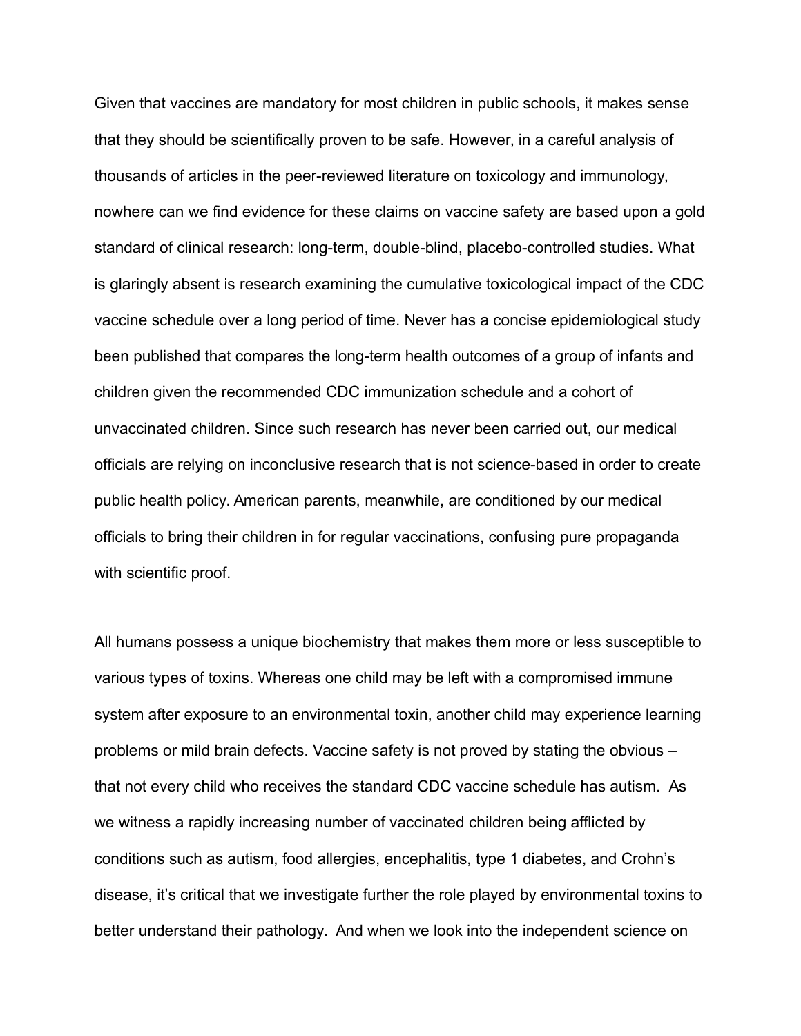Given that vaccines are mandatory for most children in public schools, it makes sense that they should be scientifically proven to be safe. However, in a careful analysis of thousands of articles in the peer-reviewed literature on toxicology and immunology, nowhere can we find evidence for these claims on vaccine safety are based upon a gold standard of clinical research: long-term, double-blind, placebo-controlled studies. What is glaringly absent is research examining the cumulative toxicological impact of the CDC vaccine schedule over a long period of time. Never has a concise epidemiological study been published that compares the long-term health outcomes of a group of infants and children given the recommended CDC immunization schedule and a cohort of unvaccinated children. Since such research has never been carried out, our medical officials are relying on inconclusive research that is not science-based in order to create public health policy. American parents, meanwhile, are conditioned by our medical officials to bring their children in for regular vaccinations, confusing pure propaganda with scientific proof.

All humans possess a unique biochemistry that makes them more or less susceptible to various types of toxins. Whereas one child may be left with a compromised immune system after exposure to an environmental toxin, another child may experience learning problems or mild brain defects. Vaccine safety is not proved by stating the obvious – that not every child who receives the standard CDC vaccine schedule has autism. As we witness a rapidly increasing number of vaccinated children being afflicted by conditions such as autism, food allergies, encephalitis, type 1 diabetes, and Crohn's disease, it's critical that we investigate further the role played by environmental toxins to better understand their pathology. And when we look into the independent science on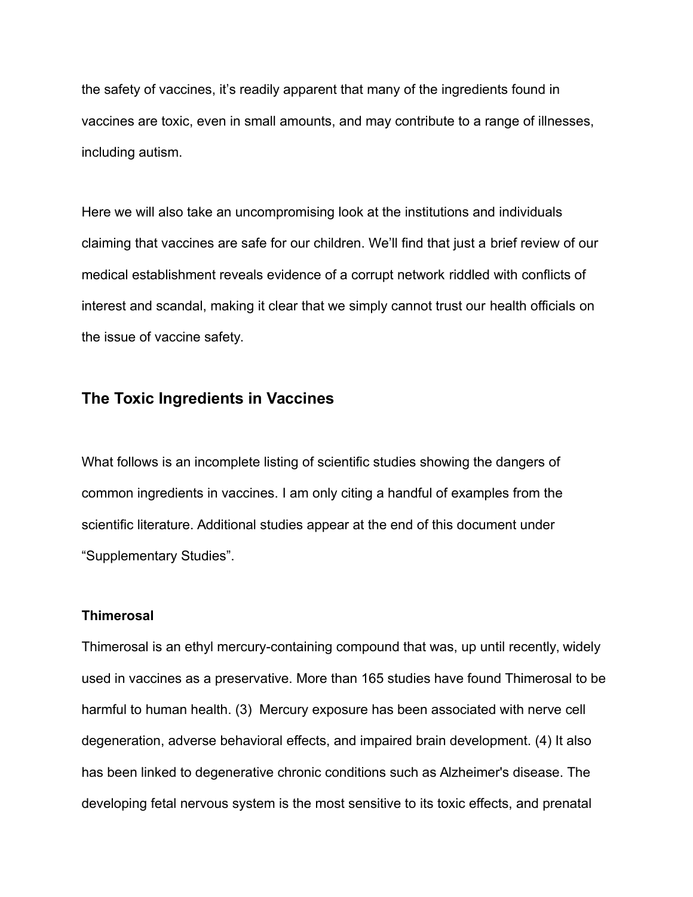the safety of vaccines, it's readily apparent that many of the ingredients found in vaccines are toxic, even in small amounts, and may contribute to a range of illnesses, including autism.

Here we will also take an uncompromising look at the institutions and individuals claiming that vaccines are safe for our children. We'll find that just a brief review of our medical establishment reveals evidence of a corrupt network riddled with conflicts of interest and scandal, making it clear that we simply cannot trust our health officials on the issue of vaccine safety.

## The Toxic Ingredients in Vaccines

What follows is an incomplete listing of scientific studies showing the dangers of common ingredients in vaccines. I am only citing a handful of examples from the scientific literature. Additional studies appear at the end of this document under "Supplementary Studies".

**Thimerosal**

Thimerosal is an ethyl mercury-containing compound that was, up until recently, widely used in vaccines as a preservative. More than 165 studies have found Thimerosal to be harmful to human health. (3) Mercury exposure has been associated with nerve cell degeneration, adverse behavioral effects, and impaired brain development. (4) It also has been linked to degenerative chronic conditions such as Alzheimer's disease. The developing fetal nervous system is the most sensitive to its toxic effects, and prenatal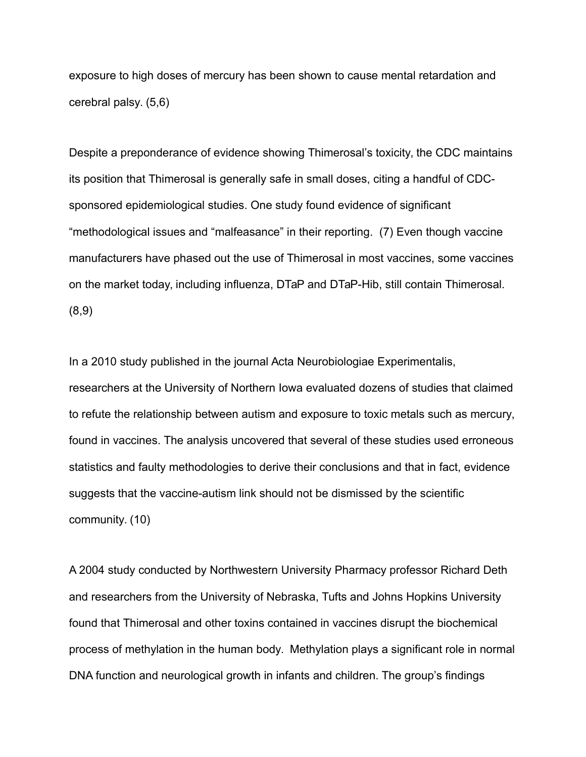exposure to high doses of mercury has been shown to cause mental retardation and cerebral palsy. (5,6)

Despite a preponderance of evidence showing Thimerosal's toxicity, the CDC maintains its position that Thimerosal is generally safe in small doses, citing a handful of CDC-sponsored epidemiological studies. One study found evidence of significant "methodological issues and "malfeasance" in their reporting. (7) Even though vaccine manufacturers have phased out the use of Thimerosal in most vaccines, some vaccines on the market today, including influenza, DTaP and DTaP-Hib, still contain Thimerosal. (8,9)

In a 2010 study published in the journal Acta Neurobiologiae Experimentalis, researchers at the University of Northern Iowa evaluated dozens of studies that claimed to refute the relationship between autism and exposure to toxic metals such as mercury, found in vaccines. The analysis uncovered that several of these studies used erroneous statistics and faulty methodologies to derive their conclusions and that in fact, evidence suggests that the vaccine-autism link should not be dismissed by the scientific community. (10)

A 2004 study conducted by Northwestern University Pharmacy professor Richard Deth and researchers from the University of Nebraska, Tufts and Johns Hopkins University found that Thimerosal and other toxins contained in vaccines disrupt the biochemical process of methylation in the human body. Methylation plays a significant role in normal DNA function and neurological growth in infants and children. The group's findings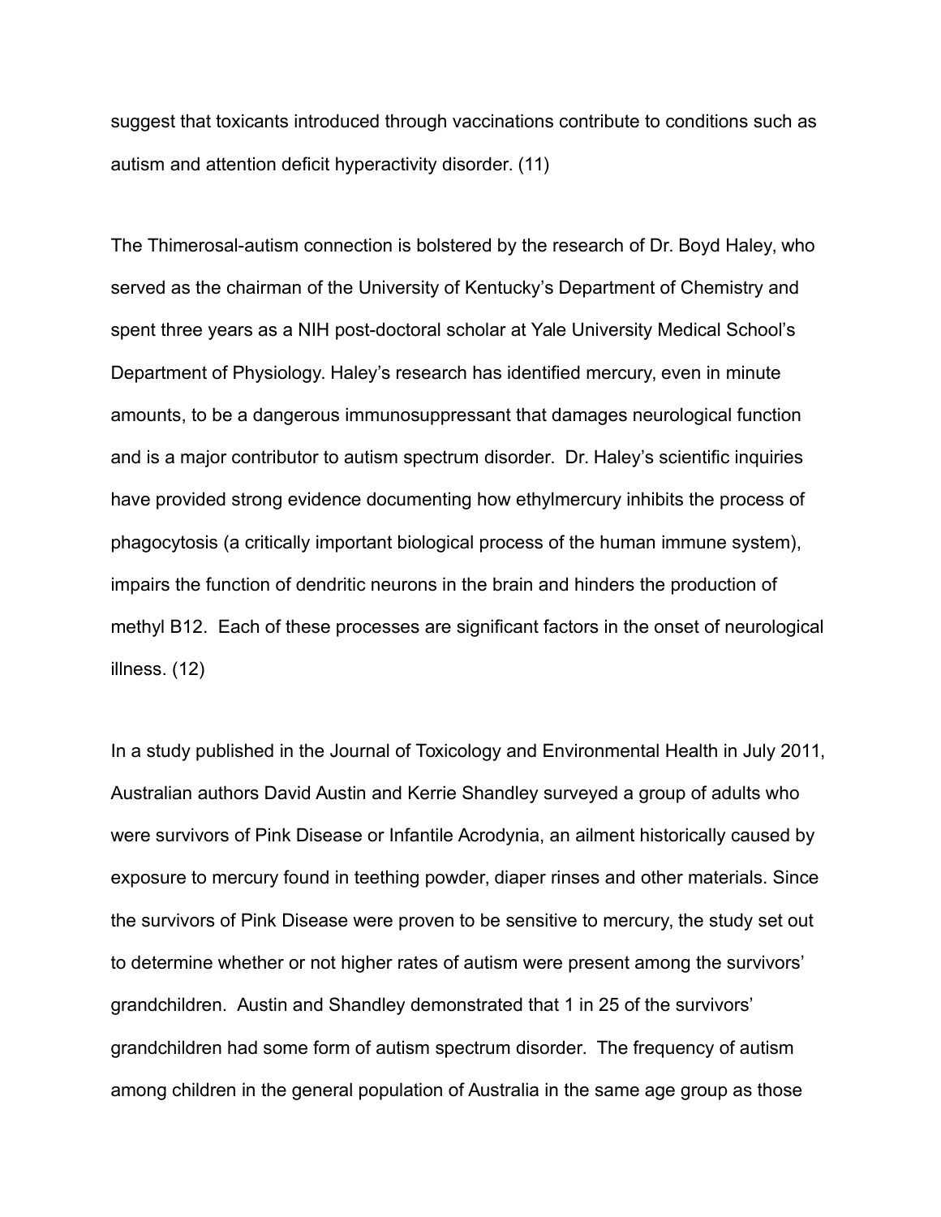suggest that toxicants introduced through vaccinations contribute to conditions such as autism and attention deficit hyperactivity disorder. (11)

The Thimerosal-autism connection is bolstered by the research of Dr. Boyd Haley, who served as the chairman of the University of Kentucky's Department of Chemistry and spent three years as a NIH post-doctoral scholar at Yale University Medical School's Department of Physiology. Haley's research has identified mercury, even in minute amounts, to be a dangerous immunosuppressant that damages neurological function and is a major contributor to autism spectrum disorder. Dr. Haley's scientific inquiries have provided strong evidence documenting how ethylmercury inhibits the process of phagocytosis (a critically important biological process of the human immune system), impairs the function of dendritic neurons in the brain and hinders the production of methyl B12. Each of these processes are significant factors in the onset of neurological illness. (12)

In a study published in the Journal of Toxicology and Environmental Health in July 2011, Australian authors David Austin and Kerrie Shandley surveyed a group of adults who were survivors of Pink Disease or Infantile Acrodynia, an ailment historically caused by exposure to mercury found in teething powder, diaper rinses and other materials. Since the survivors of Pink Disease were proven to be sensitive to mercury, the study set out to determine whether or not higher rates of autism were present among the survivors' grandchildren. Austin and Shandley demonstrated that 1 in 25 of the survivors' grandchildren had some form of autism spectrum disorder. The frequency of autism among children in the general population of Australia in the same age group as those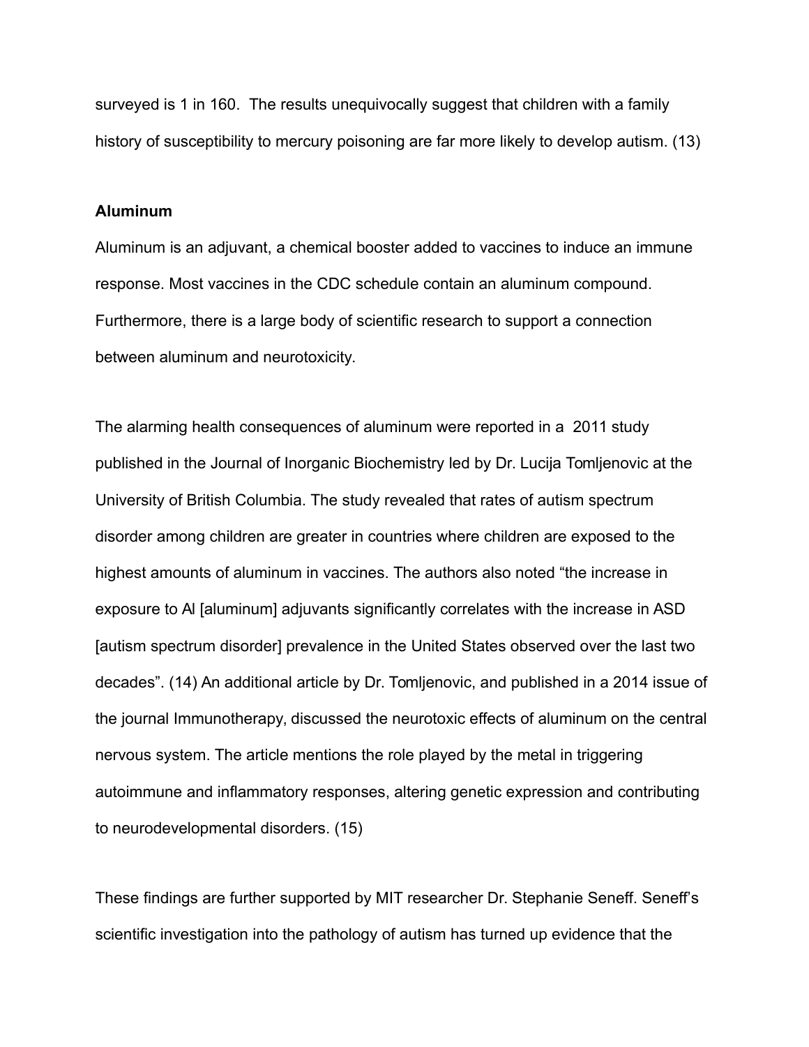surveyed is 1 in 160.  The results unequivocally suggest that children with a family history of susceptibility to mercury poisoning are far more likely to develop autism. (13)

**Aluminum**

Aluminum is an adjuvant, a chemical booster added to vaccines to induce an immune response. Most vaccines in the CDC schedule contain an aluminum compound. Furthermore, there is a large body of scientific research to support a connection between aluminum and neurotoxicity.

The alarming health consequences of aluminum were reported in a 2011 study published in the Journal of Inorganic Biochemistry led by Dr. Lucija Tomljenovic at the University of British Columbia. The study revealed that rates of autism spectrum disorder among children are greater in countries where children are exposed to the highest amounts of aluminum in vaccines. The authors also noted "the increase in exposure to Al [aluminum] adjuvants significantly correlates with the increase in ASD [autism spectrum disorder] prevalence in the United States observed over the last two decades". (14) An additional article by Dr. Tomljenovic, and published in a 2014 issue of the journal Immunotherapy, discussed the neurotoxic effects of aluminum on the central nervous system. The article mentions the role played by the metal in triggering autoimmune and inflammatory responses, altering genetic expression and contributing to neurodevelopmental disorders. (15)

These findings are further supported by MIT researcher Dr. Stephanie Seneff. Seneff's scientific investigation into the pathology of autism has turned up evidence that the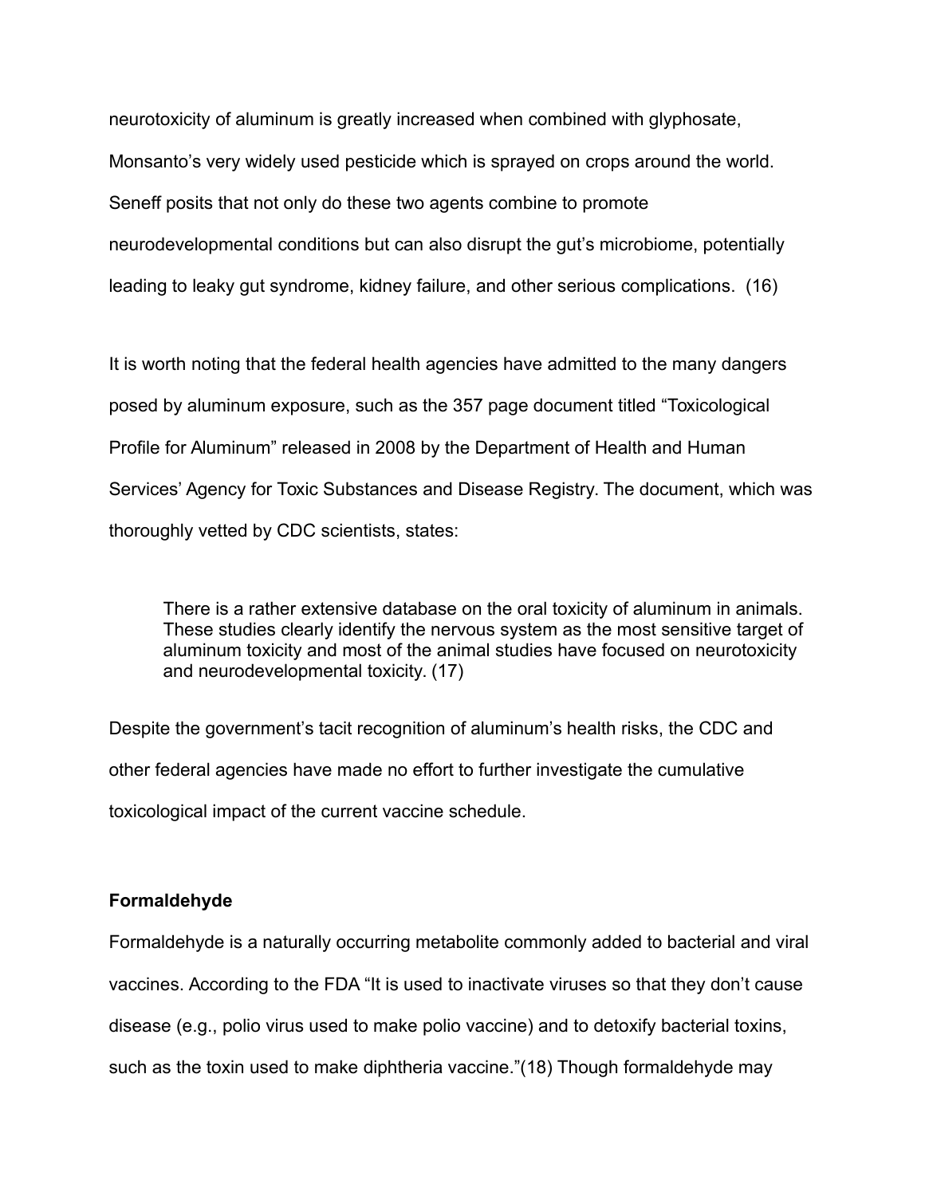neurotoxicity of aluminum is greatly increased when combined with glyphosate, Monsanto's very widely used pesticide which is sprayed on crops around the world. Seneff posits that not only do these two agents combine to promote neurodevelopmental conditions but can also disrupt the gut's microbiome, potentially leading to leaky gut syndrome, kidney failure, and other serious complications. (16)

It is worth noting that the federal health agencies have admitted to the many dangers posed by aluminum exposure, such as the 357 page document titled "Toxicological Profile for Aluminum" released in 2008 by the Department of Health and Human Services' Agency for Toxic Substances and Disease Registry. The document, which was thoroughly vetted by CDC scientists, states:

> There is a rather extensive database on the oral toxicity of aluminum in animals. These studies clearly identify the nervous system as the most sensitive target of aluminum toxicity and most of the animal studies have focused on neurotoxicity and neurodevelopmental toxicity. (17)

Despite the government's tacit recognition of aluminum's health risks, the CDC and other federal agencies have made no effort to further investigate the cumulative toxicological impact of the current vaccine schedule.

**Formaldehyde**

Formaldehyde is a naturally occurring metabolite commonly added to bacterial and viral vaccines. According to the FDA "It is used to inactivate viruses so that they don't cause disease (e.g., polio virus used to make polio vaccine) and to detoxify bacterial toxins, such as the toxin used to make diphtheria vaccine."(18) Though formaldehyde may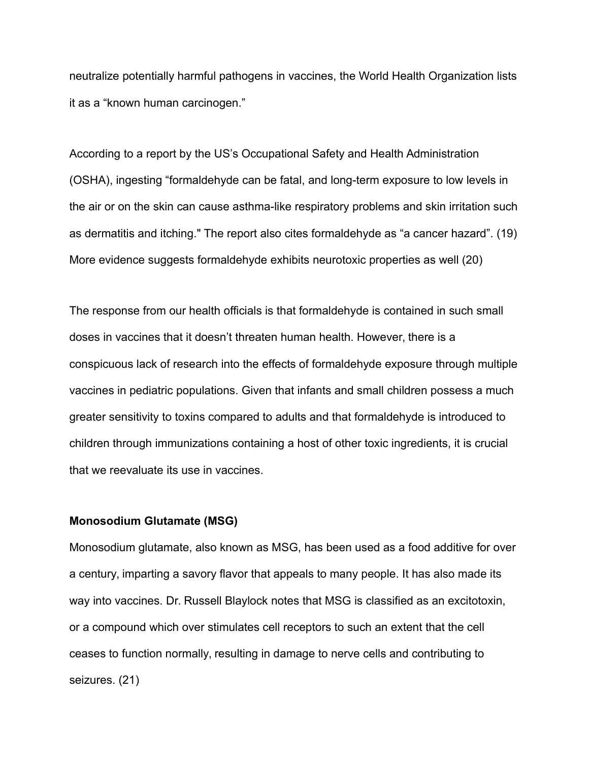neutralize potentially harmful pathogens in vaccines, the World Health Organization lists it as a "known human carcinogen."

According to a report by the US's Occupational Safety and Health Administration (OSHA), ingesting "formaldehyde can be fatal, and long-term exposure to low levels in the air or on the skin can cause asthma-like respiratory problems and skin irritation such as dermatitis and itching." The report also cites formaldehyde as "a cancer hazard". (19) More evidence suggests formaldehyde exhibits neurotoxic properties as well (20)

The response from our health officials is that formaldehyde is contained in such small doses in vaccines that it doesn't threaten human health. However, there is a conspicuous lack of research into the effects of formaldehyde exposure through multiple vaccines in pediatric populations. Given that infants and small children possess a much greater sensitivity to toxins compared to adults and that formaldehyde is introduced to children through immunizations containing a host of other toxic ingredients, it is crucial that we reevaluate its use in vaccines.

**Monosodium Glutamate (MSG)**

Monosodium glutamate, also known as MSG, has been used as a food additive for over a century, imparting a savory flavor that appeals to many people. It has also made its way into vaccines. Dr. Russell Blaylock notes that MSG is classified as an excitotoxin, or a compound which over stimulates cell receptors to such an extent that the cell ceases to function normally, resulting in damage to nerve cells and contributing to seizures. (21)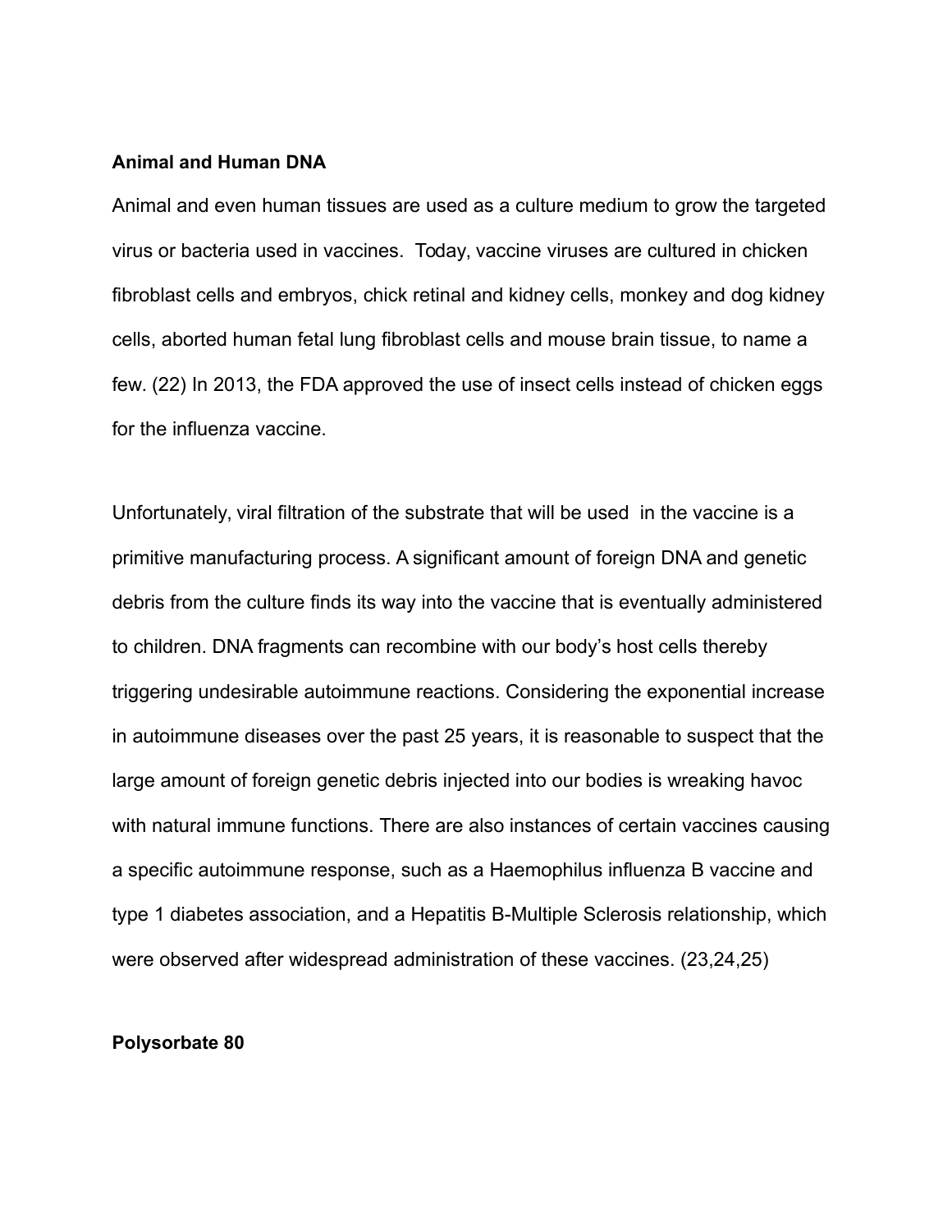**Animal and Human DNA**

Animal and even human tissues are used as a culture medium to grow the targeted virus or bacteria used in vaccines.  Today, vaccine viruses are cultured in chicken fibroblast cells and embryos, chick retinal and kidney cells, monkey and dog kidney cells, aborted human fetal lung fibroblast cells and mouse brain tissue, to name a few. (22) In 2013, the FDA approved the use of insect cells instead of chicken eggs for the influenza vaccine.

Unfortunately, viral filtration of the substrate that will be used  in the vaccine is a primitive manufacturing process. A significant amount of foreign DNA and genetic debris from the culture finds its way into the vaccine that is eventually administered to children. DNA fragments can recombine with our body's host cells thereby triggering undesirable autoimmune reactions. Considering the exponential increase in autoimmune diseases over the past 25 years, it is reasonable to suspect that the large amount of foreign genetic debris injected into our bodies is wreaking havoc with natural immune functions. There are also instances of certain vaccines causing a specific autoimmune response, such as a Haemophilus influenza B vaccine and type 1 diabetes association, and a Hepatitis B-Multiple Sclerosis relationship, which were observed after widespread administration of these vaccines. (23,24,25)

**Polysorbate 80**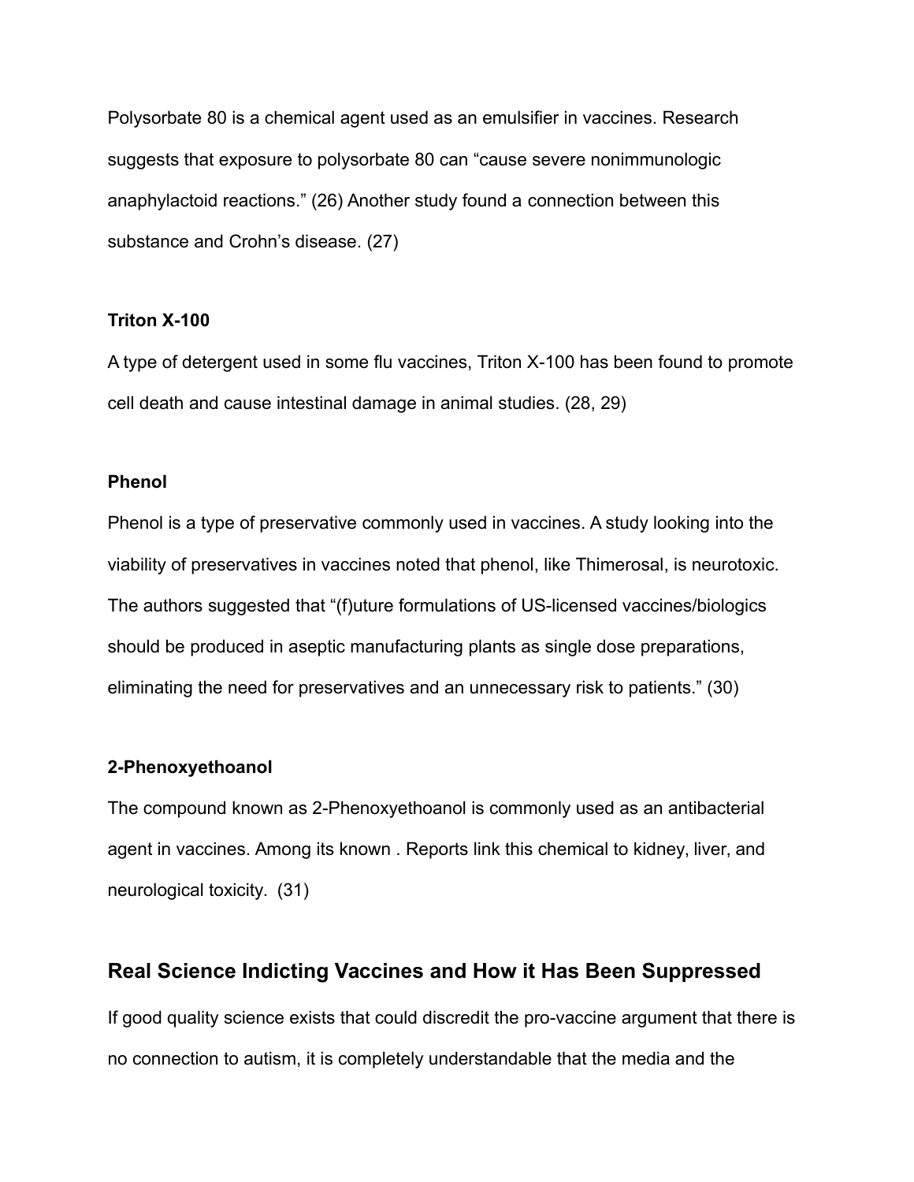Polysorbate 80 is a chemical agent used as an emulsifier in vaccines. Research suggests that exposure to polysorbate 80 can "cause severe nonimmunologic anaphylactoid reactions." (26) Another study found a connection between this substance and Crohn's disease. (27)

**Triton X-100**

A type of detergent used in some flu vaccines, Triton X-100 has been found to promote cell death and cause intestinal damage in animal studies. (28, 29)

**Phenol**

Phenol is a type of preservative commonly used in vaccines. A study looking into the viability of preservatives in vaccines noted that phenol, like Thimerosal, is neurotoxic. The authors suggested that "(f)uture formulations of US-licensed vaccines/biologics should be produced in aseptic manufacturing plants as single dose preparations, eliminating the need for preservatives and an unnecessary risk to patients." (30)

**2-Phenoxyethoanol**

The compound known as 2-Phenoxyethoanol is commonly used as an antibacterial agent in vaccines. Among its known . Reports link this chemical to kidney, liver, and neurological toxicity. (31)

## Real Science Indicting Vaccines and How it Has Been Suppressed

If good quality science exists that could discredit the pro-vaccine argument that there is no connection to autism, it is completely understandable that the media and the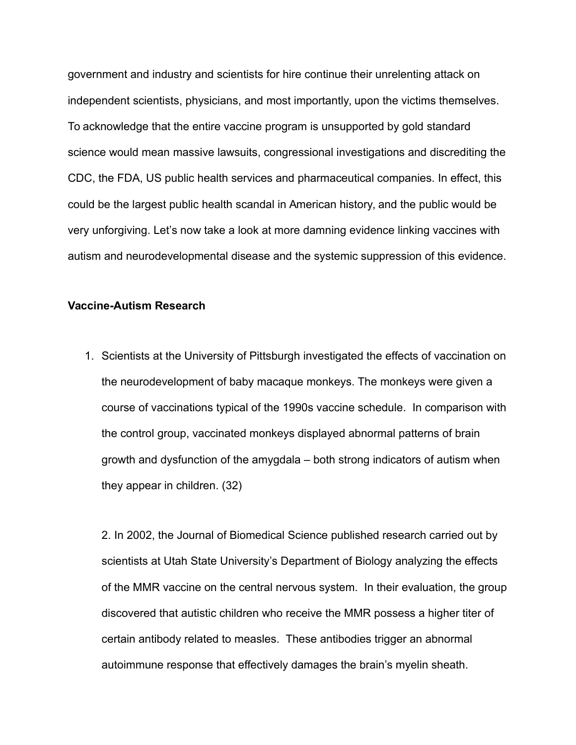government and industry and scientists for hire continue their unrelenting attack on independent scientists, physicians, and most importantly, upon the victims themselves. To acknowledge that the entire vaccine program is unsupported by gold standard science would mean massive lawsuits, congressional investigations and discrediting the CDC, the FDA, US public health services and pharmaceutical companies. In effect, this could be the largest public health scandal in American history, and the public would be very unforgiving. Let's now take a look at more damning evidence linking vaccines with autism and neurodevelopmental disease and the systemic suppression of this evidence.

**Vaccine-Autism Research**

1. Scientists at the University of Pittsburgh investigated the effects of vaccination on the neurodevelopment of baby macaque monkeys. The monkeys were given a course of vaccinations typical of the 1990s vaccine schedule. In comparison with the control group, vaccinated monkeys displayed abnormal patterns of brain growth and dysfunction of the amygdala – both strong indicators of autism when they appear in children. (32)

2. In 2002, the Journal of Biomedical Science published research carried out by scientists at Utah State University's Department of Biology analyzing the effects of the MMR vaccine on the central nervous system. In their evaluation, the group discovered that autistic children who receive the MMR possess a higher titer of certain antibody related to measles. These antibodies trigger an abnormal autoimmune response that effectively damages the brain's myelin sheath.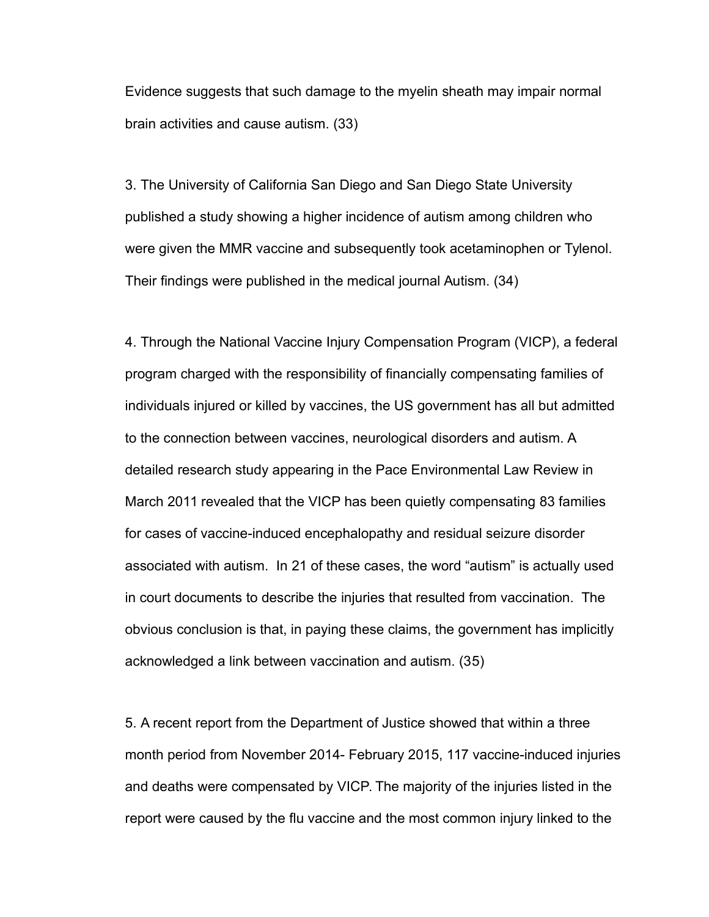Evidence suggests that such damage to the myelin sheath may impair normal brain activities and cause autism. (33)

3. The University of California San Diego and San Diego State University published a study showing a higher incidence of autism among children who were given the MMR vaccine and subsequently took acetaminophen or Tylenol. Their findings were published in the medical journal Autism. (34)

4. Through the National Vaccine Injury Compensation Program (VICP), a federal program charged with the responsibility of financially compensating families of individuals injured or killed by vaccines, the US government has all but admitted to the connection between vaccines, neurological disorders and autism. A detailed research study appearing in the Pace Environmental Law Review in March 2011 revealed that the VICP has been quietly compensating 83 families for cases of vaccine-induced encephalopathy and residual seizure disorder associated with autism. In 21 of these cases, the word "autism" is actually used in court documents to describe the injuries that resulted from vaccination. The obvious conclusion is that, in paying these claims, the government has implicitly acknowledged a link between vaccination and autism. (35)

5. A recent report from the Department of Justice showed that within a three month period from November 2014- February 2015, 117 vaccine-induced injuries and deaths were compensated by VICP. The majority of the injuries listed in the report were caused by the flu vaccine and the most common injury linked to the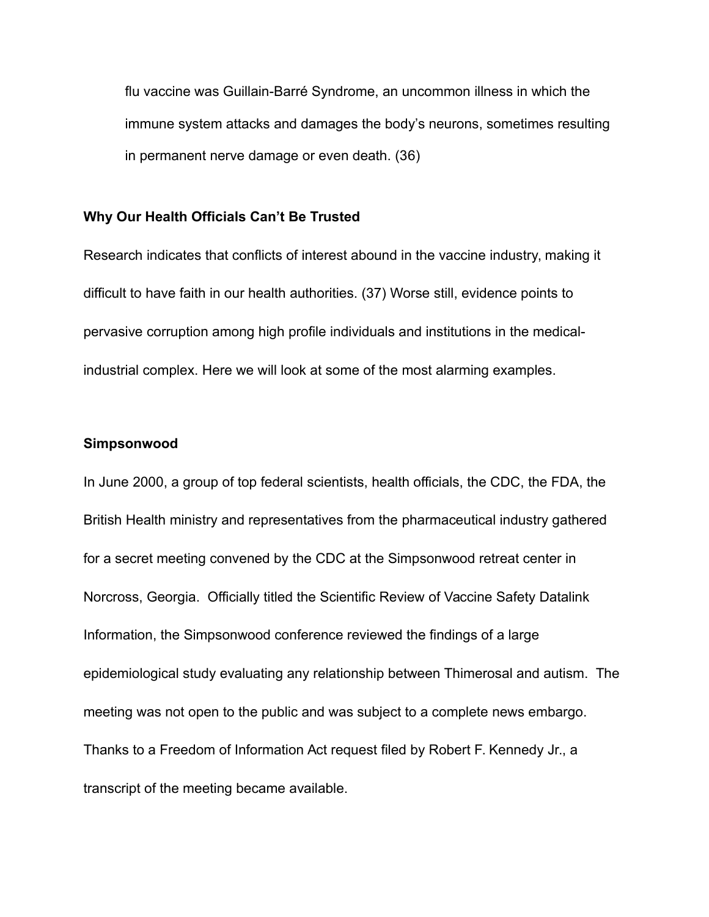flu vaccine was Guillain-Barré Syndrome, an uncommon illness in which the immune system attacks and damages the body's neurons, sometimes resulting in permanent nerve damage or even death. (36)

**Why Our Health Officials Can't Be Trusted**

Research indicates that conflicts of interest abound in the vaccine industry, making it difficult to have faith in our health authorities. (37) Worse still, evidence points to pervasive corruption among high profile individuals and institutions in the medical-industrial complex. Here we will look at some of the most alarming examples.

**Simpsonwood**

In June 2000, a group of top federal scientists, health officials, the CDC, the FDA, the British Health ministry and representatives from the pharmaceutical industry gathered for a secret meeting convened by the CDC at the Simpsonwood retreat center in Norcross, Georgia. Officially titled the Scientific Review of Vaccine Safety Datalink Information, the Simpsonwood conference reviewed the findings of a large epidemiological study evaluating any relationship between Thimerosal and autism. The meeting was not open to the public and was subject to a complete news embargo. Thanks to a Freedom of Information Act request filed by Robert F. Kennedy Jr., a transcript of the meeting became available.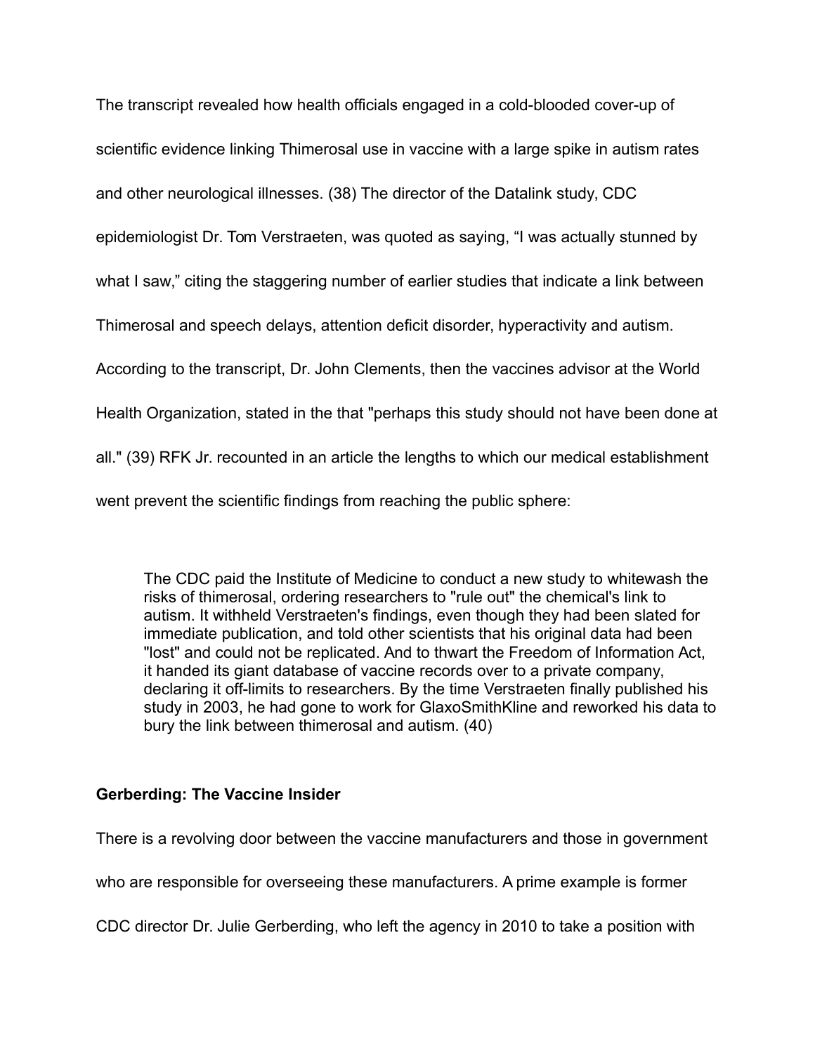The transcript revealed how health officials engaged in a cold-blooded cover-up of scientific evidence linking Thimerosal use in vaccine with a large spike in autism rates and other neurological illnesses. (38) The director of the Datalink study, CDC epidemiologist Dr. Tom Verstraeten, was quoted as saying, "I was actually stunned by what I saw," citing the staggering number of earlier studies that indicate a link between Thimerosal and speech delays, attention deficit disorder, hyperactivity and autism. According to the transcript, Dr. John Clements, then the vaccines advisor at the World Health Organization, stated in the that "perhaps this study should not have been done at all." (39) RFK Jr. recounted in an article the lengths to which our medical establishment went prevent the scientific findings from reaching the public sphere:

> The CDC paid the Institute of Medicine to conduct a new study to whitewash the risks of thimerosal, ordering researchers to "rule out" the chemical's link to autism. It withheld Verstraeten's findings, even though they had been slated for immediate publication, and told other scientists that his original data had been "lost" and could not be replicated. And to thwart the Freedom of Information Act, it handed its giant database of vaccine records over to a private company, declaring it off-limits to researchers. By the time Verstraeten finally published his study in 2003, he had gone to work for GlaxoSmithKline and reworked his data to bury the link between thimerosal and autism. (40)

**Gerberding: The Vaccine Insider**

There is a revolving door between the vaccine manufacturers and those in government who are responsible for overseeing these manufacturers. A prime example is former CDC director Dr. Julie Gerberding, who left the agency in 2010 to take a position with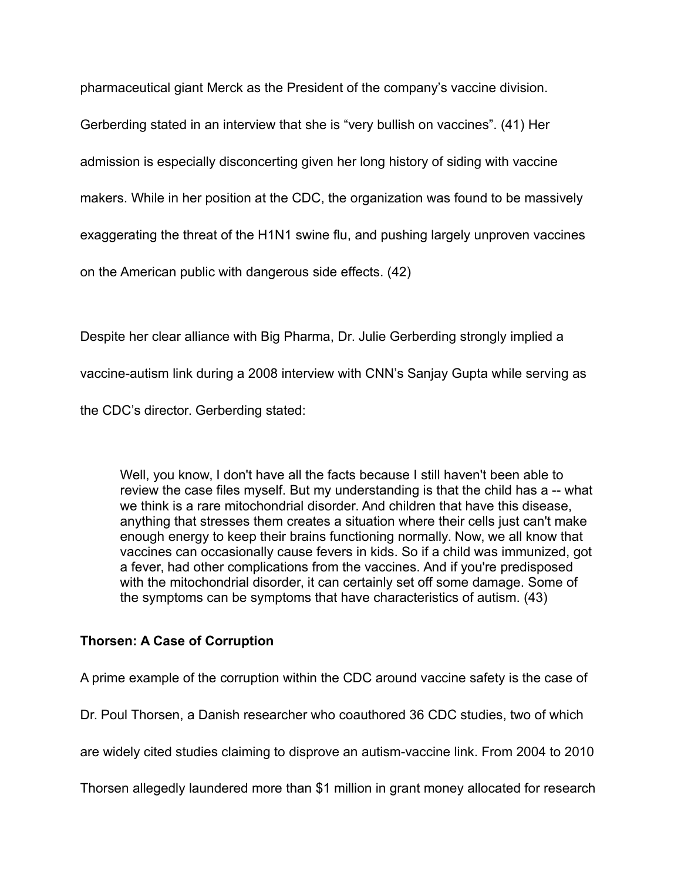pharmaceutical giant Merck as the President of the company's vaccine division. Gerberding stated in an interview that she is "very bullish on vaccines". (41) Her admission is especially disconcerting given her long history of siding with vaccine makers. While in her position at the CDC, the organization was found to be massively exaggerating the threat of the H1N1 swine flu, and pushing largely unproven vaccines on the American public with dangerous side effects. (42)

Despite her clear alliance with Big Pharma, Dr. Julie Gerberding strongly implied a vaccine-autism link during a 2008 interview with CNN's Sanjay Gupta while serving as the CDC's director. Gerberding stated:

> Well, you know, I don't have all the facts because I still haven't been able to review the case files myself. But my understanding is that the child has a -- what we think is a rare mitochondrial disorder. And children that have this disease, anything that stresses them creates a situation where their cells just can't make enough energy to keep their brains functioning normally. Now, we all know that vaccines can occasionally cause fevers in kids. So if a child was immunized, got a fever, had other complications from the vaccines. And if you're predisposed with the mitochondrial disorder, it can certainly set off some damage. Some of the symptoms can be symptoms that have characteristics of autism. (43)

**Thorsen: A Case of Corruption**

A prime example of the corruption within the CDC around vaccine safety is the case of Dr. Poul Thorsen, a Danish researcher who coauthored 36 CDC studies, two of which are widely cited studies claiming to disprove an autism-vaccine link. From 2004 to 2010 Thorsen allegedly laundered more than $1 million in grant money allocated for research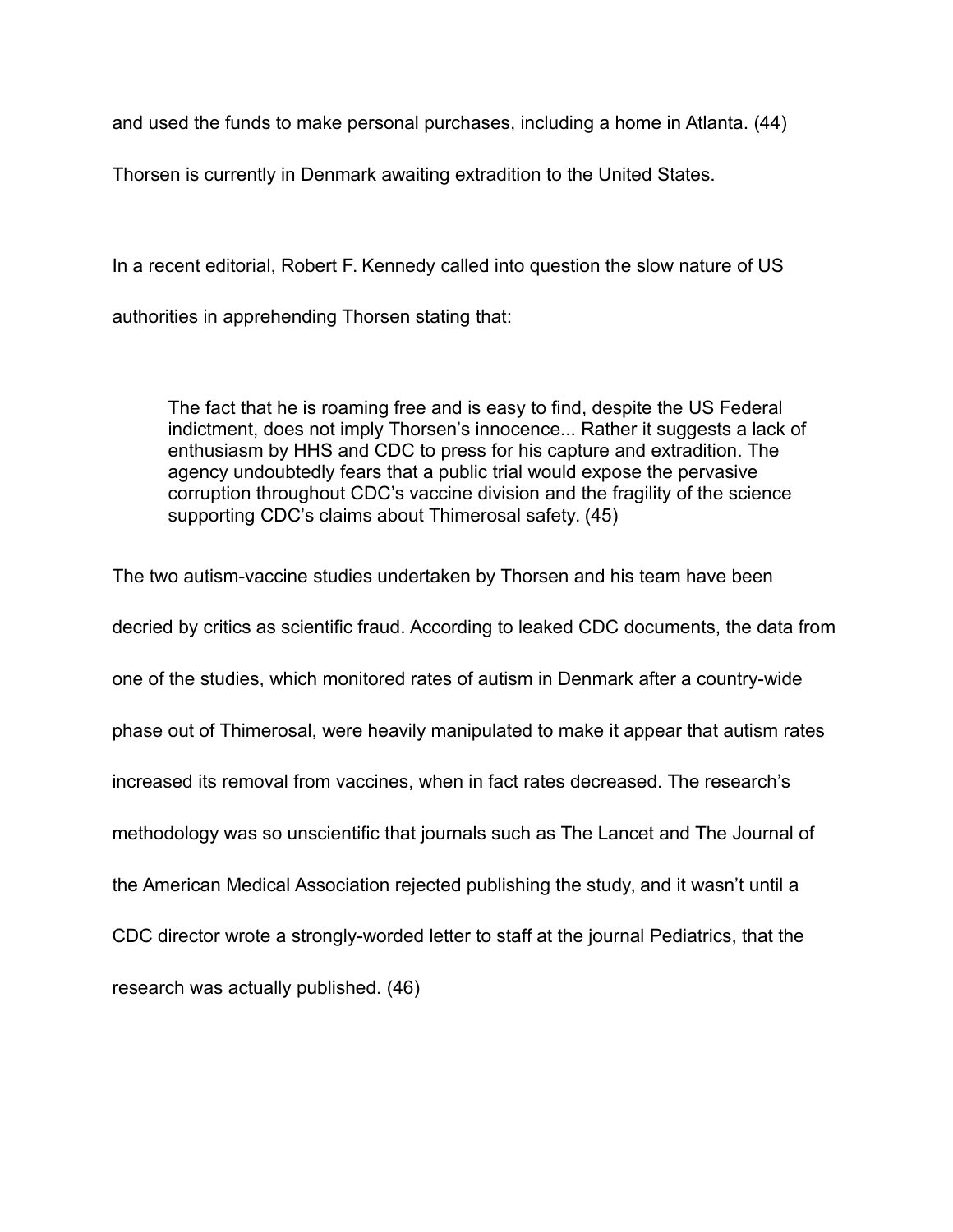and used the funds to make personal purchases, including a home in Atlanta. (44)
Thorsen is currently in Denmark awaiting extradition to the United States.

In a recent editorial, Robert F. Kennedy called into question the slow nature of US authorities in apprehending Thorsen stating that:

> The fact that he is roaming free and is easy to find, despite the US Federal indictment, does not imply Thorsen's innocence... Rather it suggests a lack of enthusiasm by HHS and CDC to press for his capture and extradition. The agency undoubtedly fears that a public trial would expose the pervasive corruption throughout CDC's vaccine division and the fragility of the science supporting CDC's claims about Thimerosal safety. (45)

The two autism-vaccine studies undertaken by Thorsen and his team have been decried by critics as scientific fraud. According to leaked CDC documents, the data from one of the studies, which monitored rates of autism in Denmark after a country-wide phase out of Thimerosal, were heavily manipulated to make it appear that autism rates increased its removal from vaccines, when in fact rates decreased. The research's methodology was so unscientific that journals such as The Lancet and The Journal of the American Medical Association rejected publishing the study, and it wasn't until a CDC director wrote a strongly-worded letter to staff at the journal Pediatrics, that the research was actually published. (46)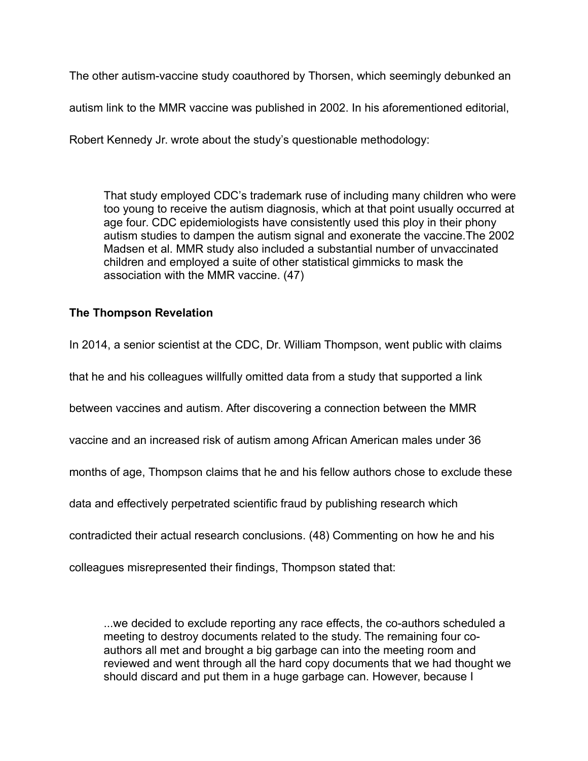The other autism-vaccine study coauthored by Thorsen, which seemingly debunked an autism link to the MMR vaccine was published in 2002. In his aforementioned editorial, Robert Kennedy Jr. wrote about the study's questionable methodology:

> That study employed CDC's trademark ruse of including many children who were too young to receive the autism diagnosis, which at that point usually occurred at age four. CDC epidemiologists have consistently used this ploy in their phony autism studies to dampen the autism signal and exonerate the vaccine.The 2002 Madsen et al. MMR study also included a substantial number of unvaccinated children and employed a suite of other statistical gimmicks to mask the association with the MMR vaccine. (47)

**The Thompson Revelation**

In 2014, a senior scientist at the CDC, Dr. William Thompson, went public with claims that he and his colleagues willfully omitted data from a study that supported a link between vaccines and autism. After discovering a connection between the MMR vaccine and an increased risk of autism among African American males under 36 months of age, Thompson claims that he and his fellow authors chose to exclude these data and effectively perpetrated scientific fraud by publishing research which contradicted their actual research conclusions. (48) Commenting on how he and his colleagues misrepresented their findings, Thompson stated that:

> ...we decided to exclude reporting any race effects, the co-authors scheduled a meeting to destroy documents related to the study. The remaining four co-authors all met and brought a big garbage can into the meeting room and reviewed and went through all the hard copy documents that we had thought we should discard and put them in a huge garbage can. However, because I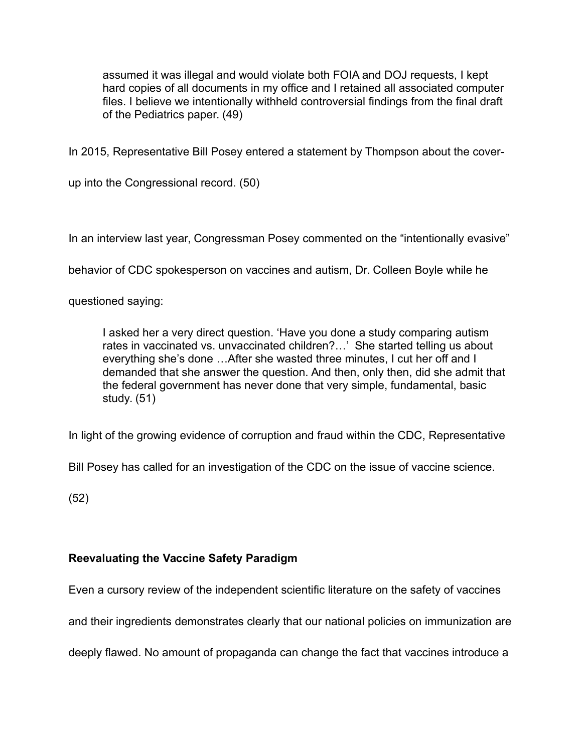> assumed it was illegal and would violate both FOIA and DOJ requests, I kept hard copies of all documents in my office and I retained all associated computer files. I believe we intentionally withheld controversial findings from the final draft of the Pediatrics paper. (49)

In 2015, Representative Bill Posey entered a statement by Thompson about the cover-up into the Congressional record. (50)

In an interview last year, Congressman Posey commented on the "intentionally evasive" behavior of CDC spokesperson on vaccines and autism, Dr. Colleen Boyle while he questioned saying:

> I asked her a very direct question. 'Have you done a study comparing autism rates in vaccinated vs. unvaccinated children?…' She started telling us about everything she's done …After she wasted three minutes, I cut her off and I demanded that she answer the question. And then, only then, did she admit that the federal government has never done that very simple, fundamental, basic study. (51)

In light of the growing evidence of corruption and fraud within the CDC, Representative Bill Posey has called for an investigation of the CDC on the issue of vaccine science. (52)

**Reevaluating the Vaccine Safety Paradigm**

Even a cursory review of the independent scientific literature on the safety of vaccines and their ingredients demonstrates clearly that our national policies on immunization are deeply flawed. No amount of propaganda can change the fact that vaccines introduce a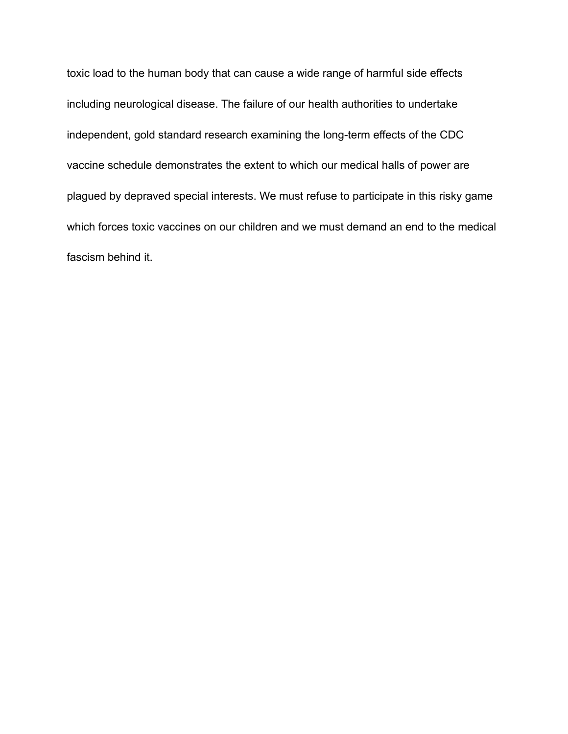toxic load to the human body that can cause a wide range of harmful side effects including neurological disease. The failure of our health authorities to undertake independent, gold standard research examining the long-term effects of the CDC vaccine schedule demonstrates the extent to which our medical halls of power are plagued by depraved special interests. We must refuse to participate in this risky game which forces toxic vaccines on our children and we must demand an end to the medical fascism behind it.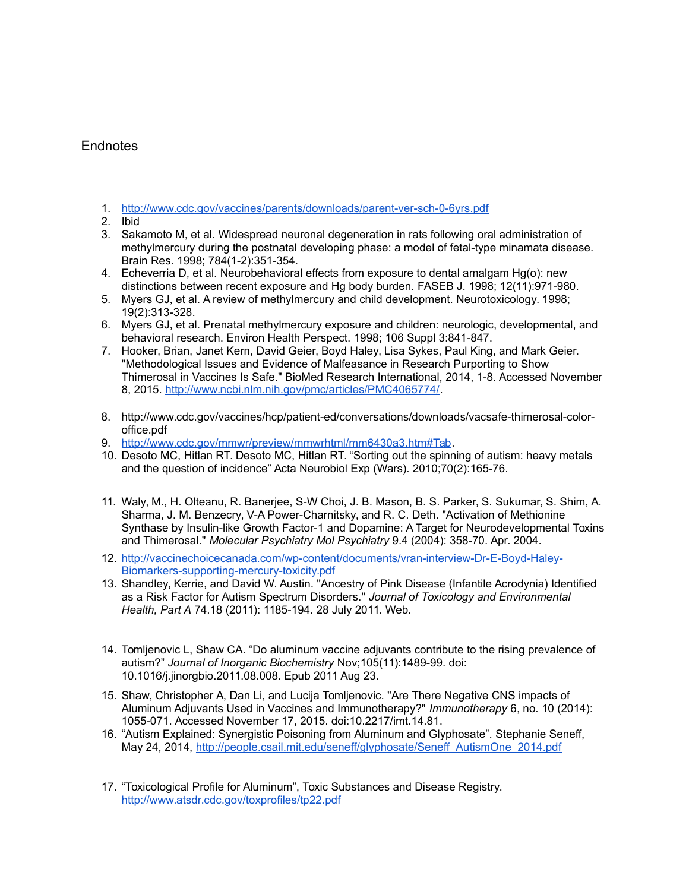## Endnotes

1. http://www.cdc.gov/vaccines/parents/downloads/parent-ver-sch-0-6yrs.pdf
2. Ibid
3. Sakamoto M, et al. Widespread neuronal degeneration in rats following oral administration of methylmercury during the postnatal developing phase: a model of fetal-type minamata disease. Brain Res. 1998; 784(1-2):351-354.
4. Echeverria D, et al. Neurobehavioral effects from exposure to dental amalgam Hg(o): new distinctions between recent exposure and Hg body burden. FASEB J. 1998; 12(11):971-980.
5. Myers GJ, et al. A review of methylmercury and child development. Neurotoxicology. 1998; 19(2):313-328.
6. Myers GJ, et al. Prenatal methylmercury exposure and children: neurologic, developmental, and behavioral research. Environ Health Perspect. 1998; 106 Suppl 3:841-847.
7. Hooker, Brian, Janet Kern, David Geier, Boyd Haley, Lisa Sykes, Paul King, and Mark Geier. "Methodological Issues and Evidence of Malfeasance in Research Purporting to Show Thimerosal in Vaccines Is Safe." BioMed Research International, 2014, 1-8. Accessed November 8, 2015. http://www.ncbi.nlm.nih.gov/pmc/articles/PMC4065774/.
8. http://www.cdc.gov/vaccines/hcp/patient-ed/conversations/downloads/vacsafe-thimerosal-color-office.pdf
9. http://www.cdc.gov/mmwr/preview/mmwrhtml/mm6430a3.htm#Tab.
10. Desoto MC, Hitlan RT. Desoto MC, Hitlan RT. "Sorting out the spinning of autism: heavy metals and the question of incidence" Acta Neurobiol Exp (Wars). 2010;70(2):165-76.
11. Waly, M., H. Olteanu, R. Banerjee, S-W Choi, J. B. Mason, B. S. Parker, S. Sukumar, S. Shim, A. Sharma, J. M. Benzecry, V-A Power-Charnitsky, and R. C. Deth. "Activation of Methionine Synthase by Insulin-like Growth Factor-1 and Dopamine: A Target for Neurodevelopmental Toxins and Thimerosal." *Molecular Psychiatry Mol Psychiatry* 9.4 (2004): 358-70. Apr. 2004.
12. http://vaccinechoicecanada.com/wp-content/documents/vran-interview-Dr-E-Boyd-Haley-Biomarkers-supporting-mercury-toxicity.pdf
13. Shandley, Kerrie, and David W. Austin. "Ancestry of Pink Disease (Infantile Acrodynia) Identified as a Risk Factor for Autism Spectrum Disorders." *Journal of Toxicology and Environmental Health, Part A* 74.18 (2011): 1185-194. 28 July 2011. Web.
14. Tomljenovic L, Shaw CA. "Do aluminum vaccine adjuvants contribute to the rising prevalence of autism?" *Journal of Inorganic Biochemistry* Nov;105(11):1489-99. doi: 10.1016/j.jinorgbio.2011.08.008. Epub 2011 Aug 23.
15. Shaw, Christopher A, Dan Li, and Lucija Tomljenovic. "Are There Negative CNS impacts of Aluminum Adjuvants Used in Vaccines and Immunotherapy?" *Immunotherapy* 6, no. 10 (2014): 1055-071. Accessed November 17, 2015. doi:10.2217/imt.14.81.
16. "Autism Explained: Synergistic Poisoning from Aluminum and Glyphosate". Stephanie Seneff, May 24, 2014, http://people.csail.mit.edu/seneff/glyphosate/Seneff_AutismOne_2014.pdf
17. "Toxicological Profile for Aluminum", Toxic Substances and Disease Registry. http://www.atsdr.cdc.gov/toxprofiles/tp22.pdf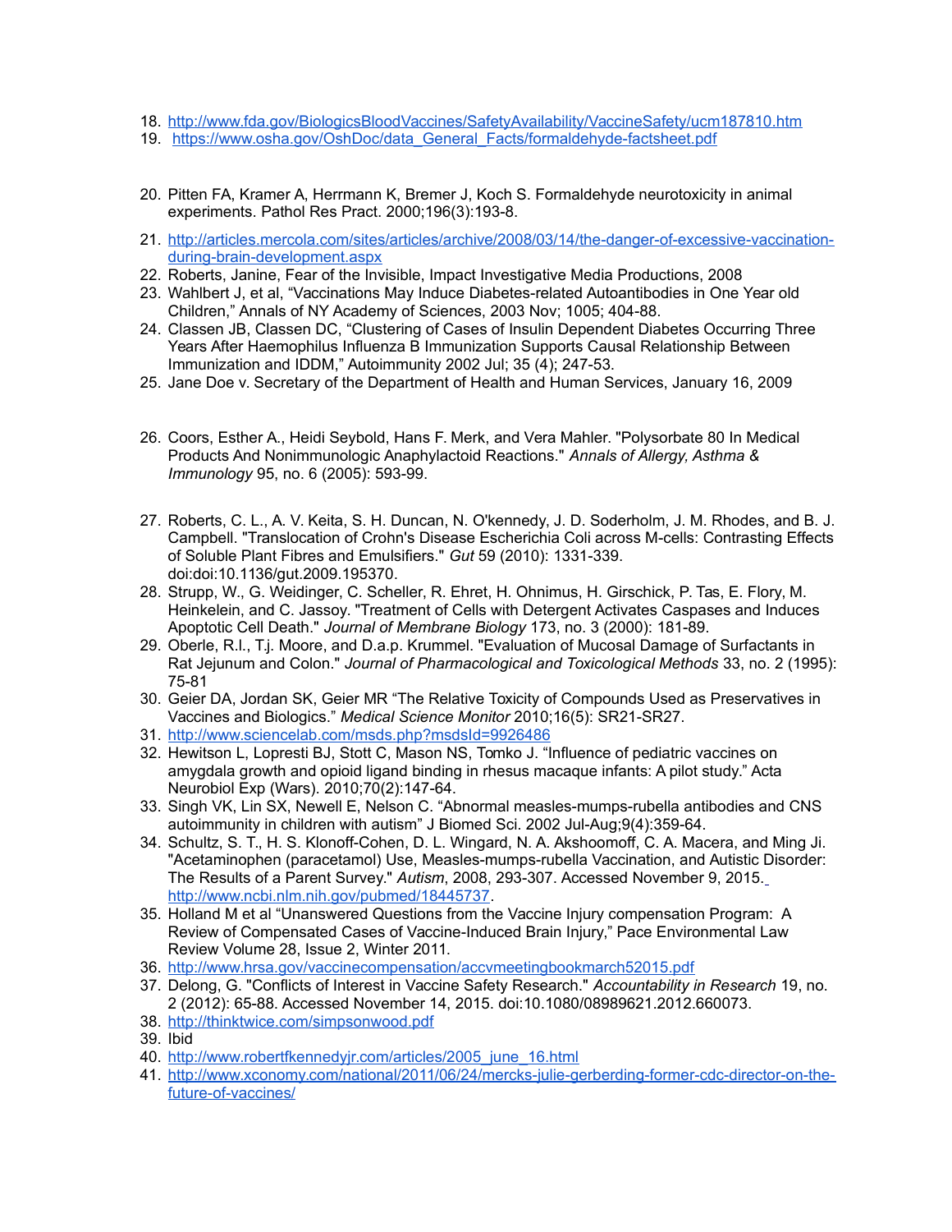18. http://www.fda.gov/BiologicsBloodVaccines/SafetyAvailability/VaccineSafety/ucm187810.htm
19. https://www.osha.gov/OshDoc/data_General_Facts/formaldehyde-factsheet.pdf
20. Pitten FA, Kramer A, Herrmann K, Bremer J, Koch S. Formaldehyde neurotoxicity in animal experiments. Pathol Res Pract. 2000;196(3):193-8.
21. http://articles.mercola.com/sites/articles/archive/2008/03/14/the-danger-of-excessive-vaccination-during-brain-development.aspx
22. Roberts, Janine, Fear of the Invisible, Impact Investigative Media Productions, 2008
23. Wahlbert J, et al, "Vaccinations May Induce Diabetes-related Autoantibodies in One Year old Children," Annals of NY Academy of Sciences, 2003 Nov; 1005; 404-88.
24. Classen JB, Classen DC, "Clustering of Cases of Insulin Dependent Diabetes Occurring Three Years After Haemophilus Influenza B Immunization Supports Causal Relationship Between Immunization and IDDM," Autoimmunity 2002 Jul; 35 (4); 247-53.
25. Jane Doe v. Secretary of the Department of Health and Human Services, January 16, 2009
26. Coors, Esther A., Heidi Seybold, Hans F. Merk, and Vera Mahler. "Polysorbate 80 In Medical Products And Nonimmunologic Anaphylactoid Reactions." *Annals of Allergy, Asthma & Immunology* 95, no. 6 (2005): 593-99.
27. Roberts, C. L., A. V. Keita, S. H. Duncan, N. O'kennedy, J. D. Soderholm, J. M. Rhodes, and B. J. Campbell. "Translocation of Crohn's Disease Escherichia Coli across M-cells: Contrasting Effects of Soluble Plant Fibres and Emulsifiers." *Gut* 59 (2010): 1331-339. doi:doi:10.1136/gut.2009.195370.
28. Strupp, W., G. Weidinger, C. Scheller, R. Ehret, H. Ohnimus, H. Girschick, P. Tas, E. Flory, M. Heinkelein, and C. Jassoy. "Treatment of Cells with Detergent Activates Caspases and Induces Apoptotic Cell Death." *Journal of Membrane Biology* 173, no. 3 (2000): 181-89.
29. Oberle, R.l., T.j. Moore, and D.a.p. Krummel. "Evaluation of Mucosal Damage of Surfactants in Rat Jejunum and Colon." *Journal of Pharmacological and Toxicological Methods* 33, no. 2 (1995): 75-81
30. Geier DA, Jordan SK, Geier MR "The Relative Toxicity of Compounds Used as Preservatives in Vaccines and Biologics." *Medical Science Monitor* 2010;16(5): SR21-SR27.
31. http://www.sciencelab.com/msds.php?msdsId=9926486
32. Hewitson L, Lopresti BJ, Stott C, Mason NS, Tomko J. "Influence of pediatric vaccines on amygdala growth and opioid ligand binding in rhesus macaque infants: A pilot study." Acta Neurobiol Exp (Wars). 2010;70(2):147-64.
33. Singh VK, Lin SX, Newell E, Nelson C. "Abnormal measles-mumps-rubella antibodies and CNS autoimmunity in children with autism" J Biomed Sci. 2002 Jul-Aug;9(4):359-64.
34. Schultz, S. T., H. S. Klonoff-Cohen, D. L. Wingard, N. A. Akshoomoff, C. A. Macera, and Ming Ji. "Acetaminophen (paracetamol) Use, Measles-mumps-rubella Vaccination, and Autistic Disorder: The Results of a Parent Survey." *Autism*, 2008, 293-307. Accessed November 9, 2015. http://www.ncbi.nlm.nih.gov/pubmed/18445737.
35. Holland M et al "Unanswered Questions from the Vaccine Injury compensation Program: A Review of Compensated Cases of Vaccine-Induced Brain Injury," Pace Environmental Law Review Volume 28, Issue 2, Winter 2011.
36. http://www.hrsa.gov/vaccinecompensation/accvmeetingbookmarch52015.pdf
37. Delong, G. "Conflicts of Interest in Vaccine Safety Research." *Accountability in Research* 19, no. 2 (2012): 65-88. Accessed November 14, 2015. doi:10.1080/08989621.2012.660073.
38. http://thinktwice.com/simpsonwood.pdf
39. Ibid
40. http://www.robertfkennedyjr.com/articles/2005_june_16.html
41. http://www.xconomy.com/national/2011/06/24/mercks-julie-gerberding-former-cdc-director-on-the-future-of-vaccines/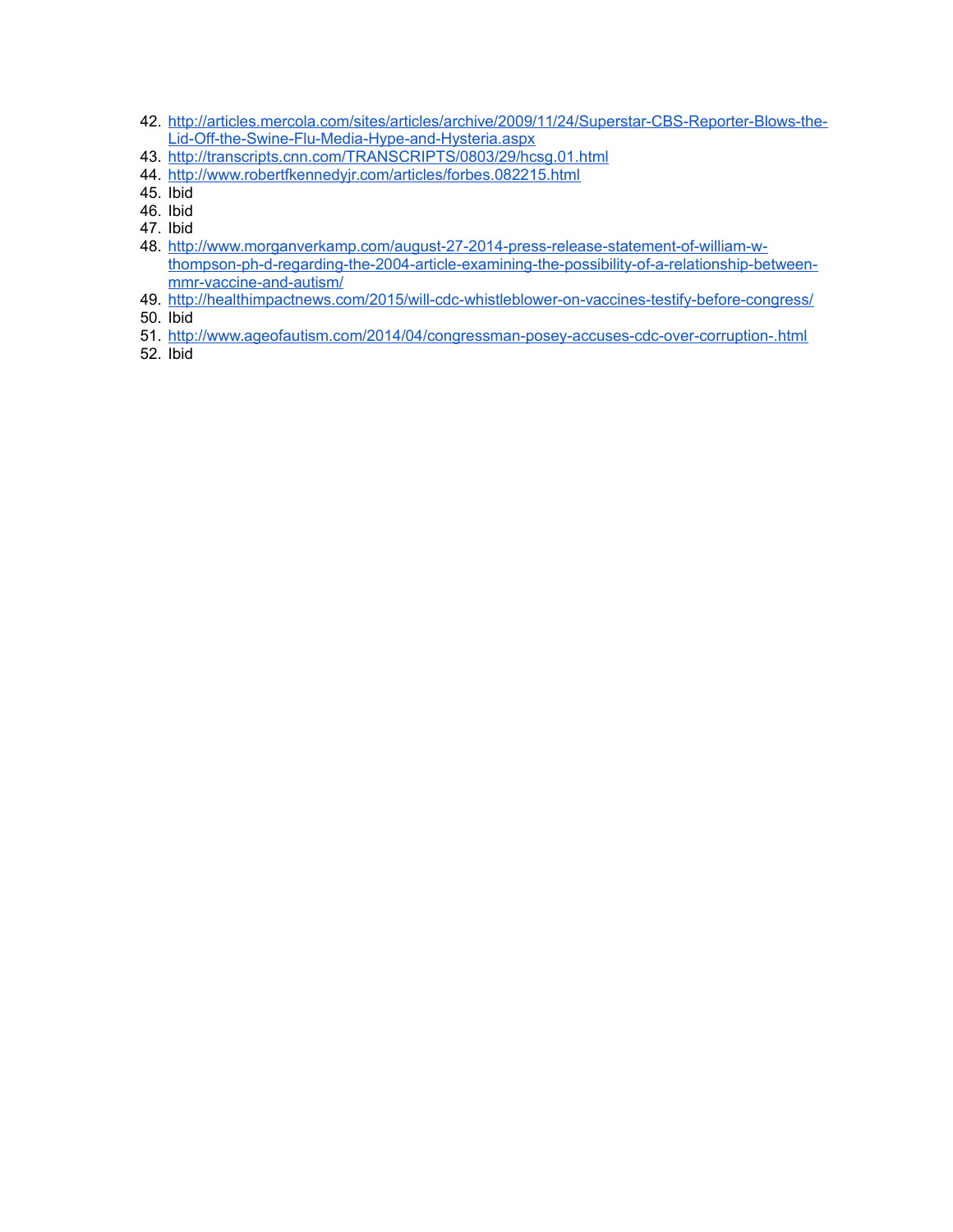42. http://articles.mercola.com/sites/articles/archive/2009/11/24/Superstar-CBS-Reporter-Blows-the-Lid-Off-the-Swine-Flu-Media-Hype-and-Hysteria.aspx
43. http://transcripts.cnn.com/TRANSCRIPTS/0803/29/hcsg.01.html
44. http://www.robertfkennedyjr.com/articles/forbes.082215.html
45. Ibid
46. Ibid
47. Ibid
48. http://www.morganverkamp.com/august-27-2014-press-release-statement-of-william-w-thompson-ph-d-regarding-the-2004-article-examining-the-possibility-of-a-relationship-between-mmr-vaccine-and-autism/
49. http://healthimpactnews.com/2015/will-cdc-whistleblower-on-vaccines-testify-before-congress/
50. Ibid
51. http://www.ageofautism.com/2014/04/congressman-posey-accuses-cdc-over-corruption-.html
52. Ibid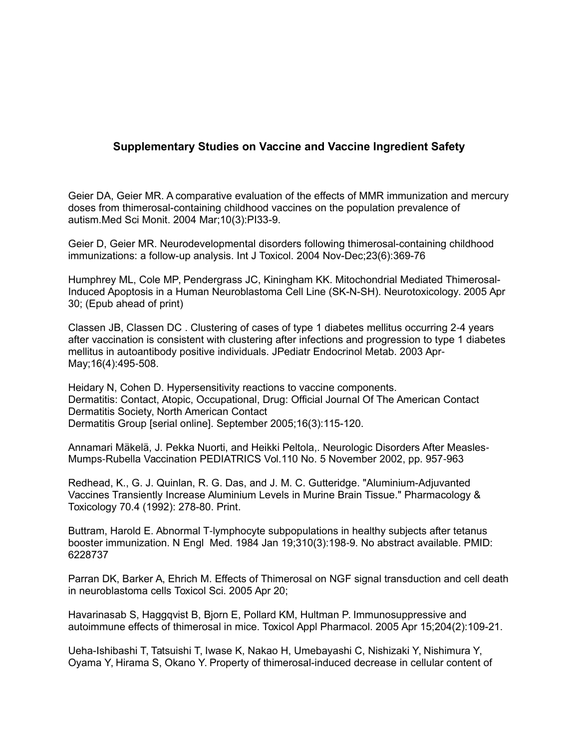## Supplementary Studies on Vaccine and Vaccine Ingredient Safety

Geier DA, Geier MR. A comparative evaluation of the effects of MMR immunization and mercury doses from thimerosal-containing childhood vaccines on the population prevalence of autism.Med Sci Monit. 2004 Mar;10(3):PI33-9.

Geier D, Geier MR. Neurodevelopmental disorders following thimerosal-containing childhood immunizations: a follow-up analysis. Int J Toxicol. 2004 Nov-Dec;23(6):369-76

Humphrey ML, Cole MP, Pendergrass JC, Kiningham KK. Mitochondrial Mediated Thimerosal-Induced Apoptosis in a Human Neuroblastoma Cell Line (SK-N-SH). Neurotoxicology. 2005 Apr 30; (Epub ahead of print)

Classen JB, Classen DC . Clustering of cases of type 1 diabetes mellitus occurring 2-4 years after vaccination is consistent with clustering after infections and progression to type 1 diabetes mellitus in autoantibody positive individuals. JPediatr Endocrinol Metab. 2003 Apr-May;16(4):495-508.

Heidary N, Cohen D. Hypersensitivity reactions to vaccine components.
Dermatitis: Contact, Atopic, Occupational, Drug: Official Journal Of The American Contact Dermatitis Society, North American Contact
Dermatitis Group [serial online]. September 2005;16(3):115-120.

Annamari Mäkelä, J. Pekka Nuorti, and Heikki Peltola,. Neurologic Disorders After Measles-Mumps-Rubella Vaccination PEDIATRICS Vol.110 No. 5 November 2002, pp. 957-963

Redhead, K., G. J. Quinlan, R. G. Das, and J. M. C. Gutteridge. "Aluminium-Adjuvanted Vaccines Transiently Increase Aluminium Levels in Murine Brain Tissue." Pharmacology & Toxicology 70.4 (1992): 278-80. Print.

Buttram, Harold E. Abnormal T-lymphocyte subpopulations in healthy subjects after tetanus booster immunization. N Engl Med. 1984 Jan 19;310(3):198-9. No abstract available. PMID: 6228737

Parran DK, Barker A, Ehrich M. Effects of Thimerosal on NGF signal transduction and cell death in neuroblastoma cells Toxicol Sci. 2005 Apr 20;

Havarinasab S, Haggqvist B, Bjorn E, Pollard KM, Hultman P. Immunosuppressive and autoimmune effects of thimerosal in mice. Toxicol Appl Pharmacol. 2005 Apr 15;204(2):109-21.

Ueha-Ishibashi T, Tatsuishi T, Iwase K, Nakao H, Umebayashi C, Nishizaki Y, Nishimura Y, Oyama Y, Hirama S, Okano Y. Property of thimerosal-induced decrease in cellular content of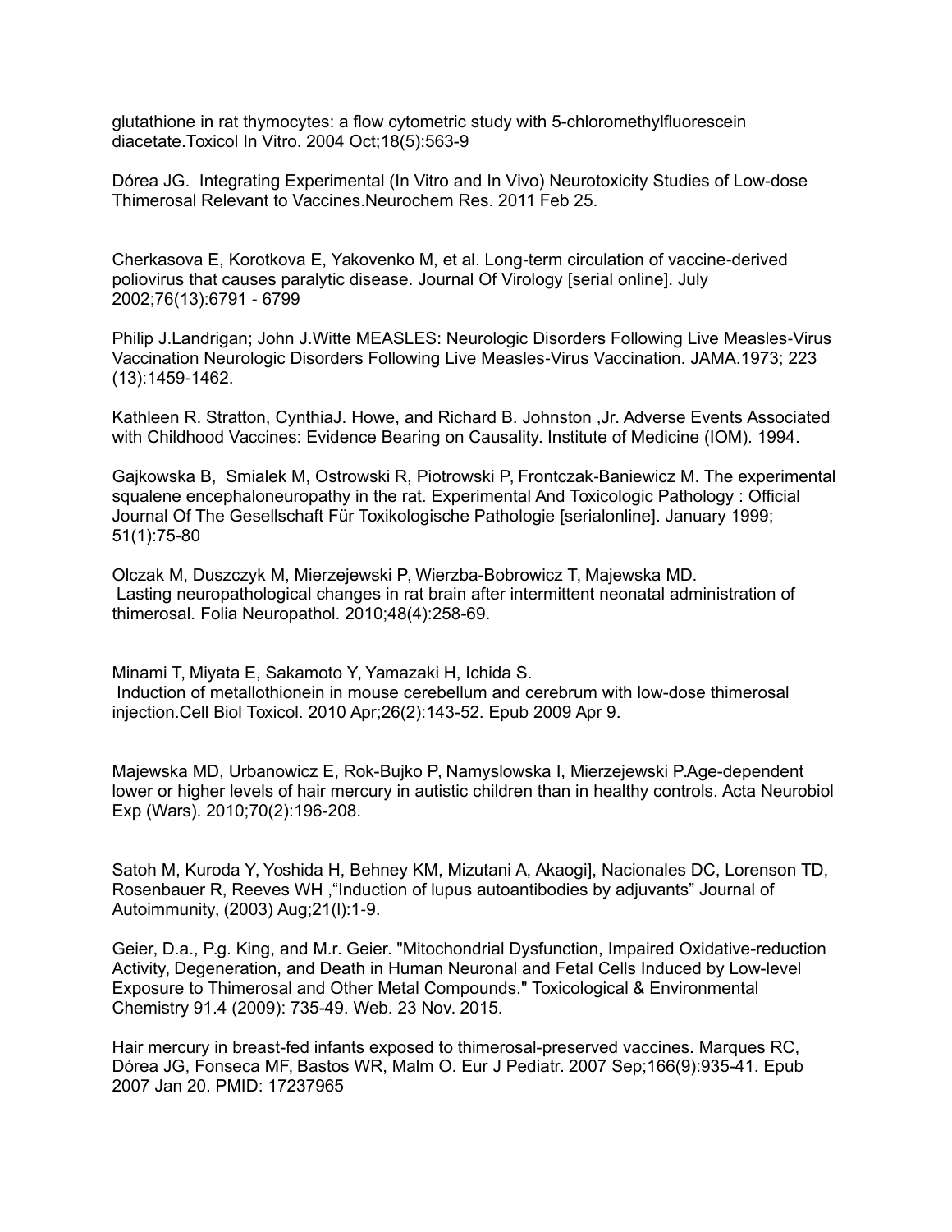glutathione in rat thymocytes: a flow cytometric study with 5-chloromethylfluorescein diacetate.Toxicol In Vitro. 2004 Oct;18(5):563-9

Dórea JG. Integrating Experimental (In Vitro and In Vivo) Neurotoxicity Studies of Low-dose Thimerosal Relevant to Vaccines.Neurochem Res. 2011 Feb 25.

Cherkasova E, Korotkova E, Yakovenko M, et al. Long-term circulation of vaccine-derived poliovirus that causes paralytic disease. Journal Of Virology [serial online]. July 2002;76(13):6791 - 6799

Philip J.Landrigan; John J.Witte MEASLES: Neurologic Disorders Following Live Measles-Virus Vaccination Neurologic Disorders Following Live Measles-Virus Vaccination. JAMA.1973; 223 (13):1459-1462.

Kathleen R. Stratton, CynthiaJ. Howe, and Richard B. Johnston ,Jr. Adverse Events Associated with Childhood Vaccines: Evidence Bearing on Causality. Institute of Medicine (IOM). 1994.

Gajkowska B, Smialek M, Ostrowski R, Piotrowski P, Frontczak-Baniewicz M. The experimental squalene encephaloneuropathy in the rat. Experimental And Toxicologic Pathology : Official Journal Of The Gesellschaft Für Toxikologische Pathologie [serialonline]. January 1999; 51(1):75-80

Olczak M, Duszczyk M, Mierzejewski P, Wierzba-Bobrowicz T, Majewska MD. Lasting neuropathological changes in rat brain after intermittent neonatal administration of thimerosal. Folia Neuropathol. 2010;48(4):258-69.

Minami T, Miyata E, Sakamoto Y, Yamazaki H, Ichida S. Induction of metallothionein in mouse cerebellum and cerebrum with low-dose thimerosal injection.Cell Biol Toxicol. 2010 Apr;26(2):143-52. Epub 2009 Apr 9.

Majewska MD, Urbanowicz E, Rok-Bujko P, Namyslowska I, Mierzejewski P.Age-dependent lower or higher levels of hair mercury in autistic children than in healthy controls. Acta Neurobiol Exp (Wars). 2010;70(2):196-208.

Satoh M, Kuroda Y, Yoshida H, Behney KM, Mizutani A, Akaogi], Nacionales DC, Lorenson TD, Rosenbauer R, Reeves WH ,"Induction of lupus autoantibodies by adjuvants" Journal of Autoimmunity, (2003) Aug;21(l):1-9.

Geier, D.a., P.g. King, and M.r. Geier. "Mitochondrial Dysfunction, Impaired Oxidative-reduction Activity, Degeneration, and Death in Human Neuronal and Fetal Cells Induced by Low-level Exposure to Thimerosal and Other Metal Compounds." Toxicological & Environmental Chemistry 91.4 (2009): 735-49. Web. 23 Nov. 2015.

Hair mercury in breast-fed infants exposed to thimerosal-preserved vaccines. Marques RC, Dórea JG, Fonseca MF, Bastos WR, Malm O. Eur J Pediatr. 2007 Sep;166(9):935-41. Epub 2007 Jan 20. PMID: 17237965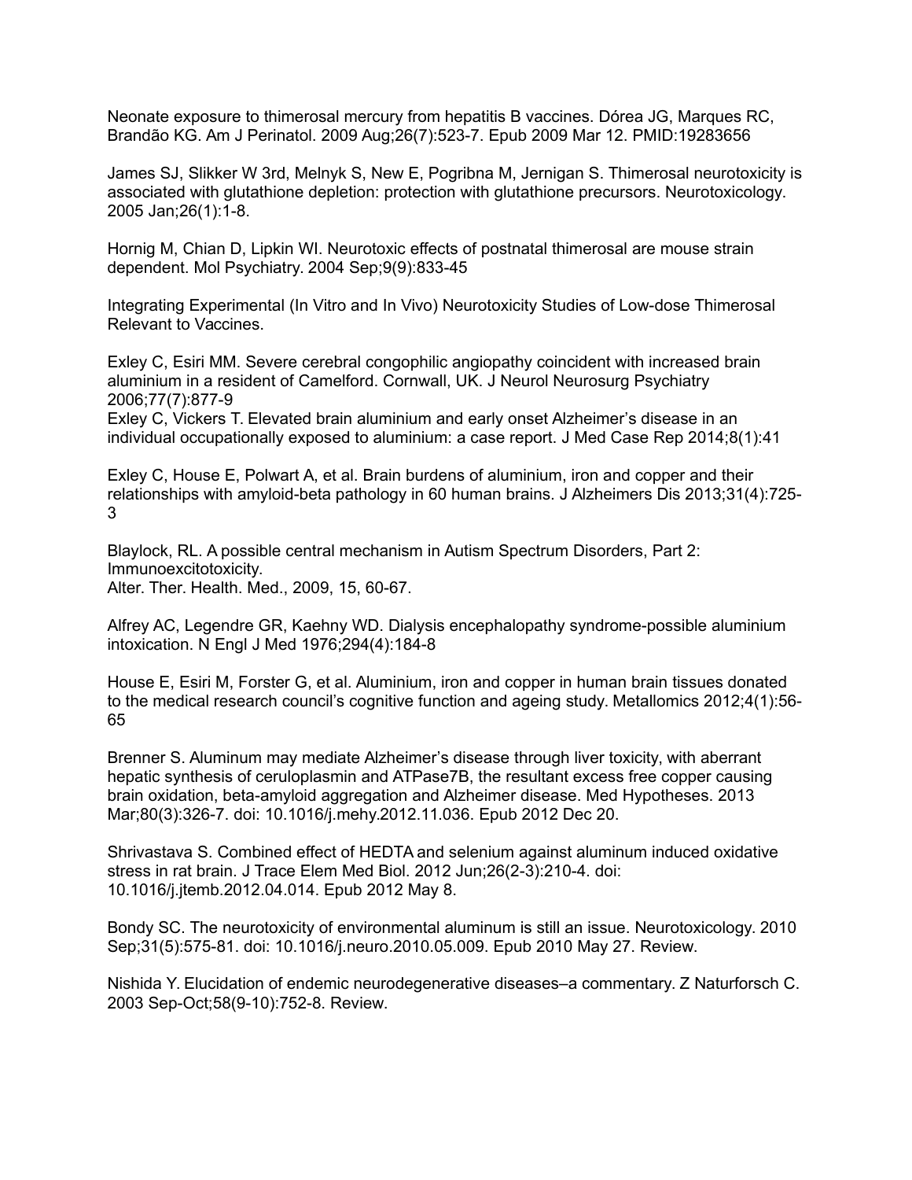Neonate exposure to thimerosal mercury from hepatitis B vaccines. Dórea JG, Marques RC, Brandão KG. Am J Perinatol. 2009 Aug;26(7):523-7. Epub 2009 Mar 12. PMID:19283656

James SJ, Slikker W 3rd, Melnyk S, New E, Pogribna M, Jernigan S. Thimerosal neurotoxicity is associated with glutathione depletion: protection with glutathione precursors. Neurotoxicology. 2005 Jan;26(1):1-8.

Hornig M, Chian D, Lipkin WI. Neurotoxic effects of postnatal thimerosal are mouse strain dependent. Mol Psychiatry. 2004 Sep;9(9):833-45

Integrating Experimental (In Vitro and In Vivo) Neurotoxicity Studies of Low-dose Thimerosal Relevant to Vaccines.

Exley C, Esiri MM. Severe cerebral congophilic angiopathy coincident with increased brain aluminium in a resident of Camelford. Cornwall, UK. J Neurol Neurosurg Psychiatry 2006;77(7):877-9
Exley C, Vickers T. Elevated brain aluminium and early onset Alzheimer's disease in an individual occupationally exposed to aluminium: a case report. J Med Case Rep 2014;8(1):41

Exley C, House E, Polwart A, et al. Brain burdens of aluminium, iron and copper and their relationships with amyloid-beta pathology in 60 human brains. J Alzheimers Dis 2013;31(4):725-3

Blaylock, RL. A possible central mechanism in Autism Spectrum Disorders, Part 2: Immunoexcitotoxicity.
Alter. Ther. Health. Med., 2009, 15, 60-67.

Alfrey AC, Legendre GR, Kaehny WD. Dialysis encephalopathy syndrome-possible aluminium intoxication. N Engl J Med 1976;294(4):184-8

House E, Esiri M, Forster G, et al. Aluminium, iron and copper in human brain tissues donated to the medical research council's cognitive function and ageing study. Metallomics 2012;4(1):56-65

Brenner S. Aluminum may mediate Alzheimer's disease through liver toxicity, with aberrant hepatic synthesis of ceruloplasmin and ATPase7B, the resultant excess free copper causing brain oxidation, beta-amyloid aggregation and Alzheimer disease. Med Hypotheses. 2013 Mar;80(3):326-7. doi: 10.1016/j.mehy.2012.11.036. Epub 2012 Dec 20.

Shrivastava S. Combined effect of HEDTA and selenium against aluminum induced oxidative stress in rat brain. J Trace Elem Med Biol. 2012 Jun;26(2-3):210-4. doi: 10.1016/j.jtemb.2012.04.014. Epub 2012 May 8.

Bondy SC. The neurotoxicity of environmental aluminum is still an issue. Neurotoxicology. 2010 Sep;31(5):575-81. doi: 10.1016/j.neuro.2010.05.009. Epub 2010 May 27. Review.

Nishida Y. Elucidation of endemic neurodegenerative diseases–a commentary. Z Naturforsch C. 2003 Sep-Oct;58(9-10):752-8. Review.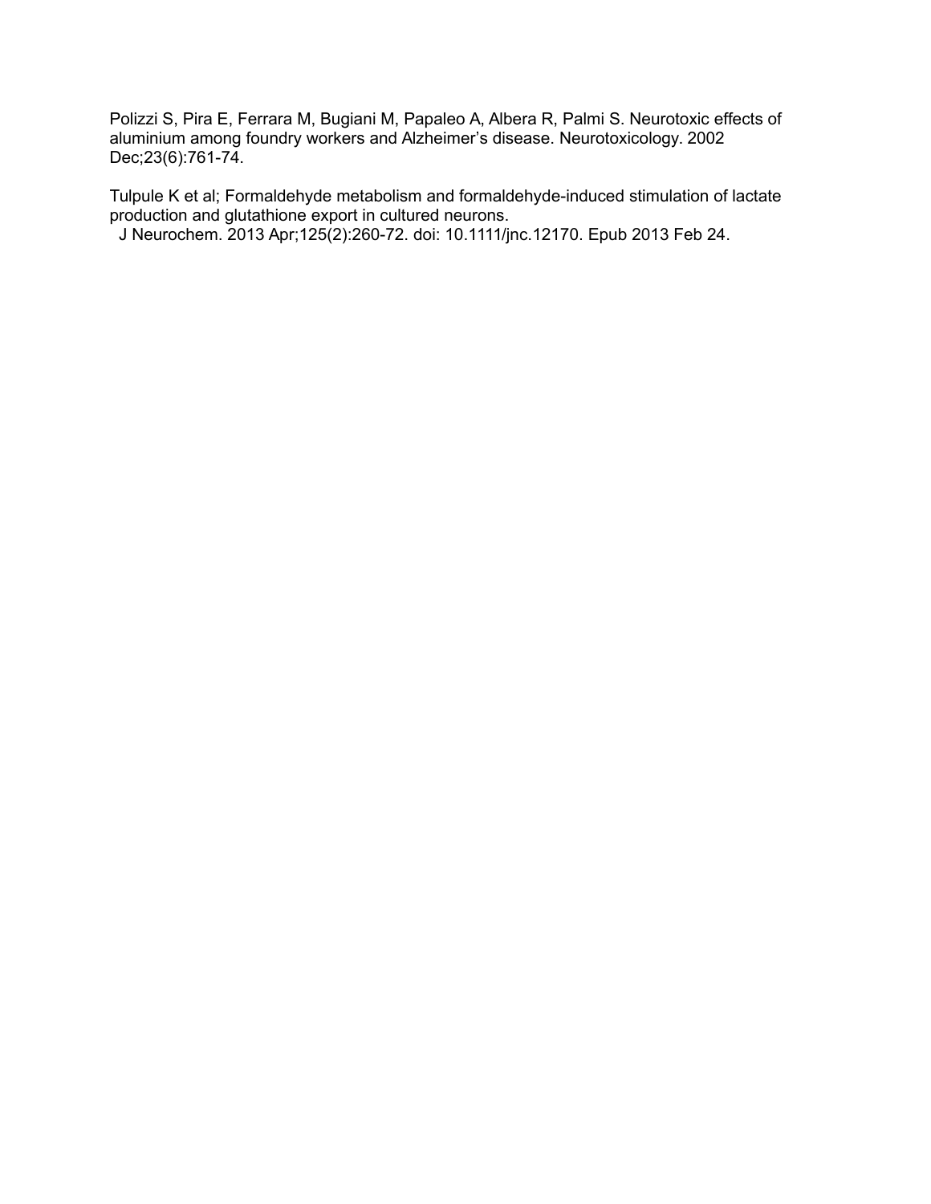Polizzi S, Pira E, Ferrara M, Bugiani M, Papaleo A, Albera R, Palmi S. Neurotoxic effects of aluminium among foundry workers and Alzheimer's disease. Neurotoxicology. 2002 Dec;23(6):761-74.

Tulpule K et al; Formaldehyde metabolism and formaldehyde-induced stimulation of lactate production and glutathione export in cultured neurons.
J Neurochem. 2013 Apr;125(2):260-72. doi: 10.1111/jnc.12170. Epub 2013 Feb 24.